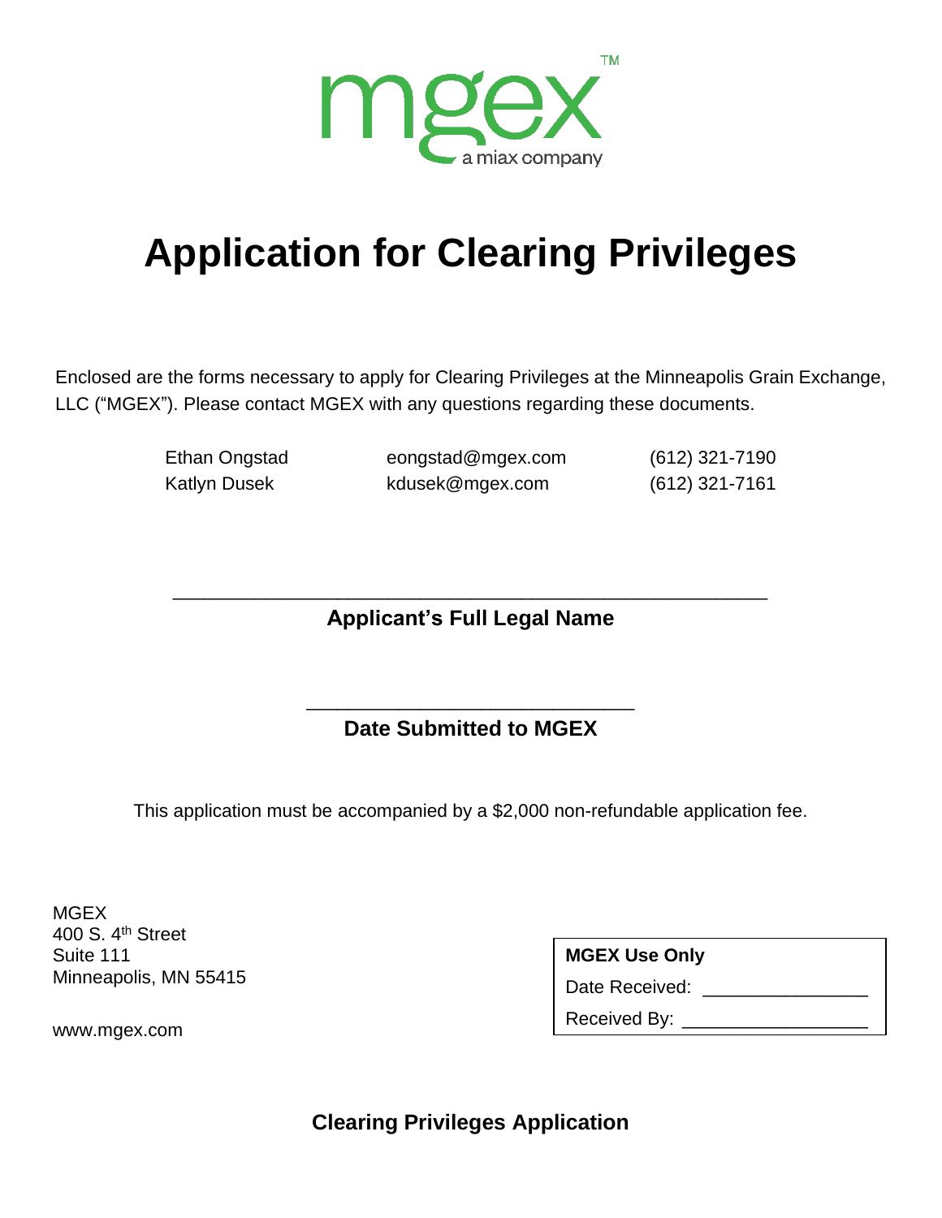mgex™
a miax company

# Application for Clearing Privileges

Enclosed are the forms necessary to apply for Clearing Privileges at the Minneapolis Grain Exchange, LLC ("MGEX"). Please contact MGEX with any questions regarding these documents.

| | | |
|---|---|---|
| Ethan Ongstad | eongstad@mgex.com | (612) 321-7190 |
| Katlyn Dusek | kdusek@mgex.com | (612) 321-7161 |

\_\_\_\_\_\_\_\_\_\_\_\_\_\_\_\_\_\_\_\_\_\_\_\_\_\_\_\_\_\_\_\_\_\_\_\_\_\_\_\_\_\_\_\_\_\_\_\_

**Applicant's Full Legal Name**

\_\_\_\_\_\_\_\_\_\_\_\_\_\_\_\_\_\_\_\_\_\_\_\_\_\_\_\_\_\_

**Date Submitted to MGEX**

This application must be accompanied by a $2,000 non-refundable application fee.

MGEX
400 S. 4th Street
Suite 111
Minneapolis, MN 55415

www.mgex.com

| **MGEX Use Only** |
|---|
| Date Received: \_\_\_\_\_\_\_\_\_\_\_\_\_\_\_\_ |
| Received By: \_\_\_\_\_\_\_\_\_\_\_\_\_\_\_\_\_\_ |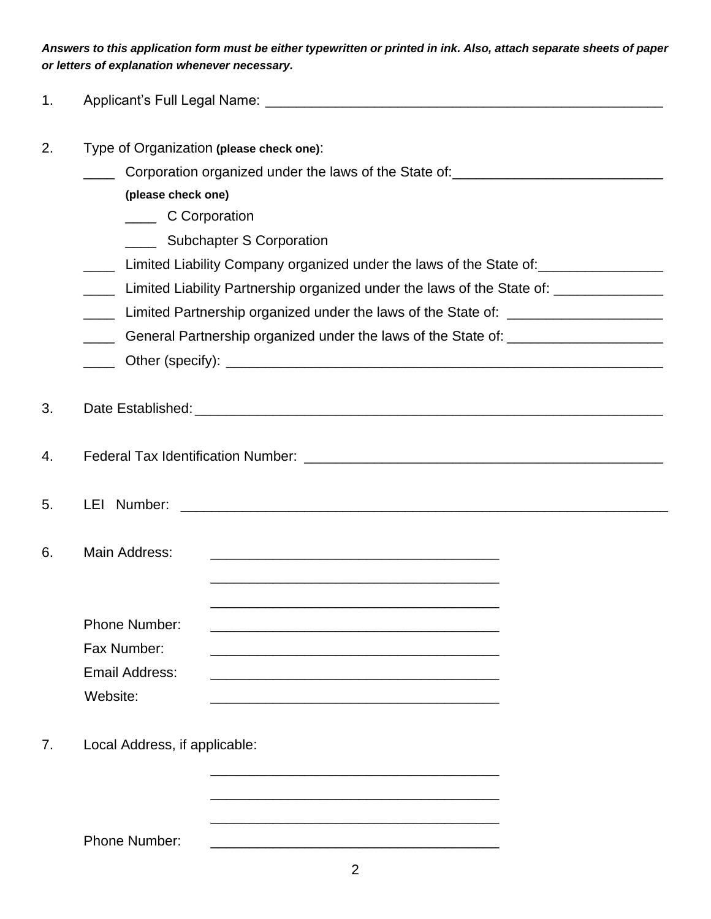***Answers to this application form must be either typewritten or printed in ink. Also, attach separate sheets of paper or letters of explanation whenever necessary.***

1. Applicant's Full Legal Name: ____________________________________________________

2. Type of Organization **(please check one)**:

   ____ Corporation organized under the laws of the State of:___________________________

   **(please check one)**

   ____ C Corporation

   ____ Subchapter S Corporation

   ____ Limited Liability Company organized under the laws of the State of:________________

   ____ Limited Liability Partnership organized under the laws of the State of: ______________

   ____ Limited Partnership organized under the laws of the State of: ____________________

   ____ General Partnership organized under the laws of the State of: ____________________

   ____ Other (specify): ___________________________________________________________

3. Date Established: ______________________________________________________________

4. Federal Tax Identification Number: _______________________________________________

5. LEI Number: ________________________________________________________________

6. Main Address: _____________________________________

   _____________________________________

   _____________________________________

   Phone Number: _____________________________________

   Fax Number: _____________________________________

   Email Address: _____________________________________

   Website: _____________________________________

7. Local Address, if applicable:

   _____________________________________

   _____________________________________

   _____________________________________

   Phone Number: _____________________________________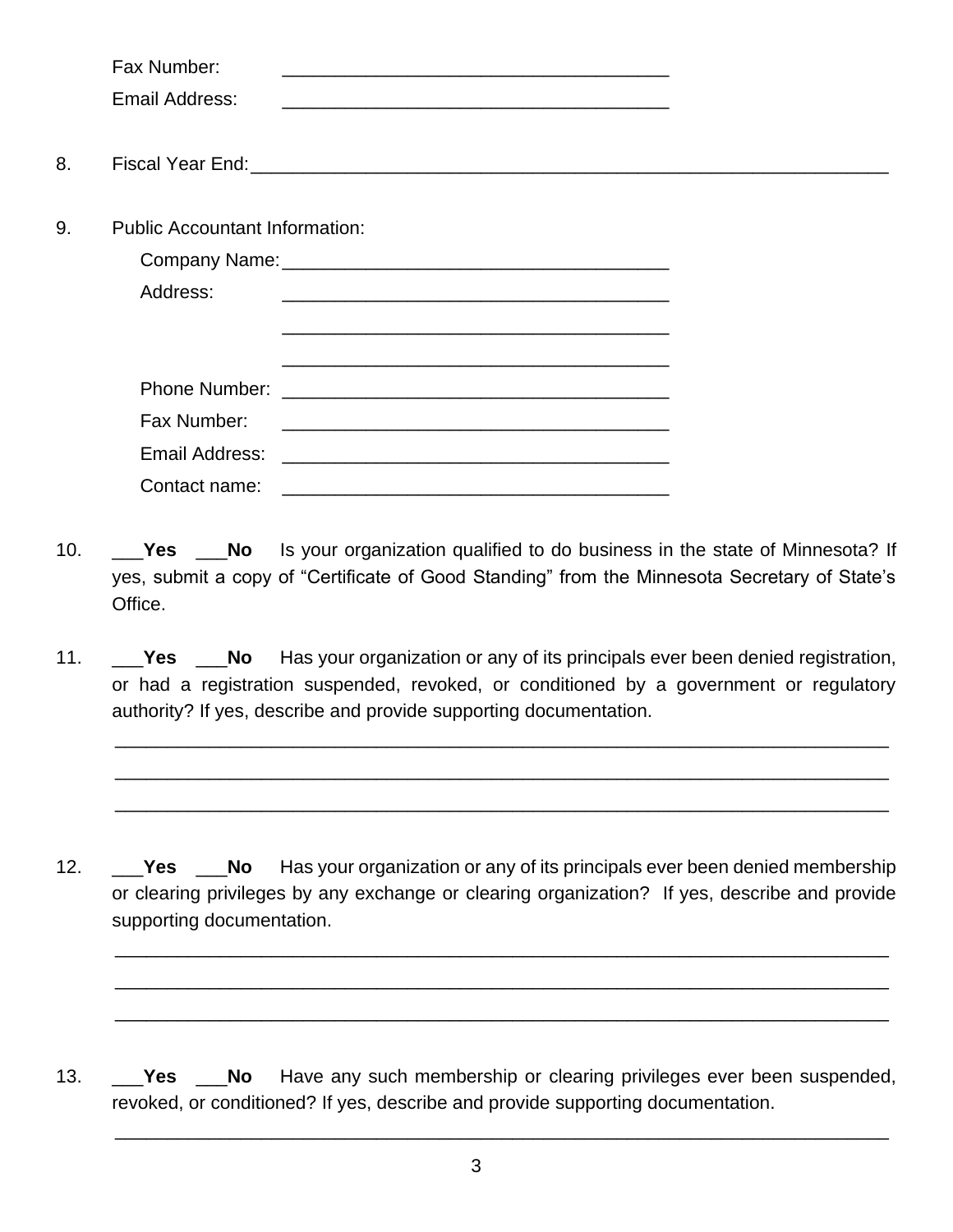Fax Number: ______________________________________

Email Address: ______________________________________

8. Fiscal Year End: ______________________________________________________________

9. Public Accountant Information:

   Company Name: ______________________________________

   Address: ______________________________________

   ______________________________________

   ______________________________________

   Phone Number: ______________________________________

   Fax Number: ______________________________________

   Email Address: ______________________________________

   Contact name: ______________________________________

10. ___**Yes** ___**No** Is your organization qualified to do business in the state of Minnesota? If yes, submit a copy of "Certificate of Good Standing" from the Minnesota Secretary of State's Office.

11. ___**Yes** ___**No** Has your organization or any of its principals ever been denied registration, or had a registration suspended, revoked, or conditioned by a government or regulatory authority? If yes, describe and provide supporting documentation.

    ____________________________________________________________________________

    ____________________________________________________________________________

    ____________________________________________________________________________

12. ___**Yes** ___**No** Has your organization or any of its principals ever been denied membership or clearing privileges by any exchange or clearing organization? If yes, describe and provide supporting documentation.

    ____________________________________________________________________________

    ____________________________________________________________________________

    ____________________________________________________________________________

13. ___**Yes** ___**No** Have any such membership or clearing privileges ever been suspended, revoked, or conditioned? If yes, describe and provide supporting documentation.

    ____________________________________________________________________________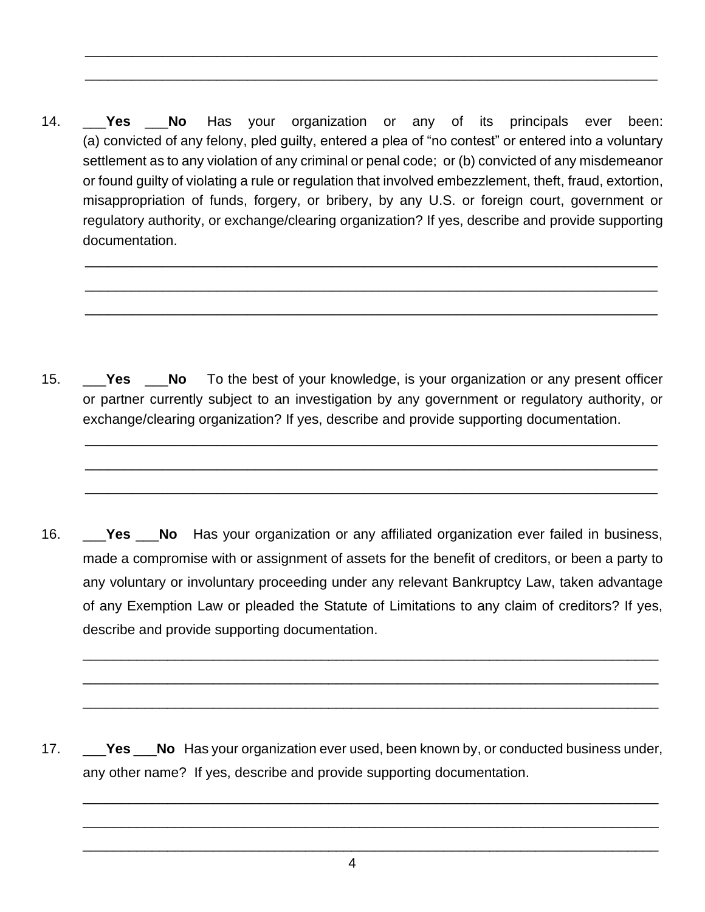___________________________________________________________________________

___________________________________________________________________________

14. ___**Yes** ___**No** Has your organization or any of its principals ever been: (a) convicted of any felony, pled guilty, entered a plea of "no contest" or entered into a voluntary settlement as to any violation of any criminal or penal code; or (b) convicted of any misdemeanor or found guilty of violating a rule or regulation that involved embezzlement, theft, fraud, extortion, misappropriation of funds, forgery, or bribery, by any U.S. or foreign court, government or regulatory authority, or exchange/clearing organization? If yes, describe and provide supporting documentation.

    ___________________________________________________________________________

    ___________________________________________________________________________

    ___________________________________________________________________________

15. ___**Yes** ___**No** To the best of your knowledge, is your organization or any present officer or partner currently subject to an investigation by any government or regulatory authority, or exchange/clearing organization? If yes, describe and provide supporting documentation.

    ___________________________________________________________________________

    ___________________________________________________________________________

    ___________________________________________________________________________

16. ___**Yes** ___**No** Has your organization or any affiliated organization ever failed in business, made a compromise with or assignment of assets for the benefit of creditors, or been a party to any voluntary or involuntary proceeding under any relevant Bankruptcy Law, taken advantage of any Exemption Law or pleaded the Statute of Limitations to any claim of creditors? If yes, describe and provide supporting documentation.

    ___________________________________________________________________________

    ___________________________________________________________________________

    ___________________________________________________________________________

17. ___**Yes** ___**No** Has your organization ever used, been known by, or conducted business under, any other name? If yes, describe and provide supporting documentation.

    ___________________________________________________________________________

    ___________________________________________________________________________

    ___________________________________________________________________________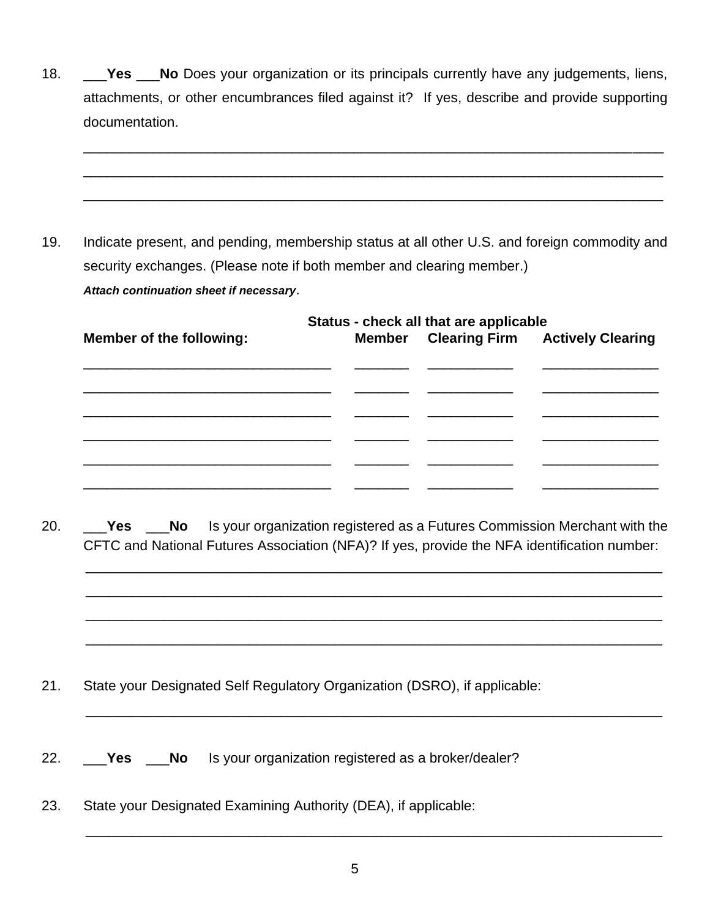18. ___**Yes** ___**No** Does your organization or its principals currently have any judgements, liens, attachments, or other encumbrances filed against it? If yes, describe and provide supporting documentation.

_______________________________________________________________________________
_______________________________________________________________________________
_______________________________________________________________________________

19. Indicate present, and pending, membership status at all other U.S. and foreign commodity and security exchanges. (Please note if both member and clearing member.)

***Attach continuation sheet if necessary***.

| | **Status - check all that are applicable** | | |
|---|---|---|---|
| **Member of the following:** | **Member** | **Clearing Firm** | **Actively Clearing** |
| | | | |
| | | | |
| | | | |
| | | | |
| | | | |
| | | | |

20. ___**Yes** ___**No** Is your organization registered as a Futures Commission Merchant with the CFTC and National Futures Association (NFA)? If yes, provide the NFA identification number:

_______________________________________________________________________________
_______________________________________________________________________________
_______________________________________________________________________________
_______________________________________________________________________________

21. State your Designated Self Regulatory Organization (DSRO), if applicable:

_______________________________________________________________________________

22. ___**Yes** ___**No** Is your organization registered as a broker/dealer?

23. State your Designated Examining Authority (DEA), if applicable:

_______________________________________________________________________________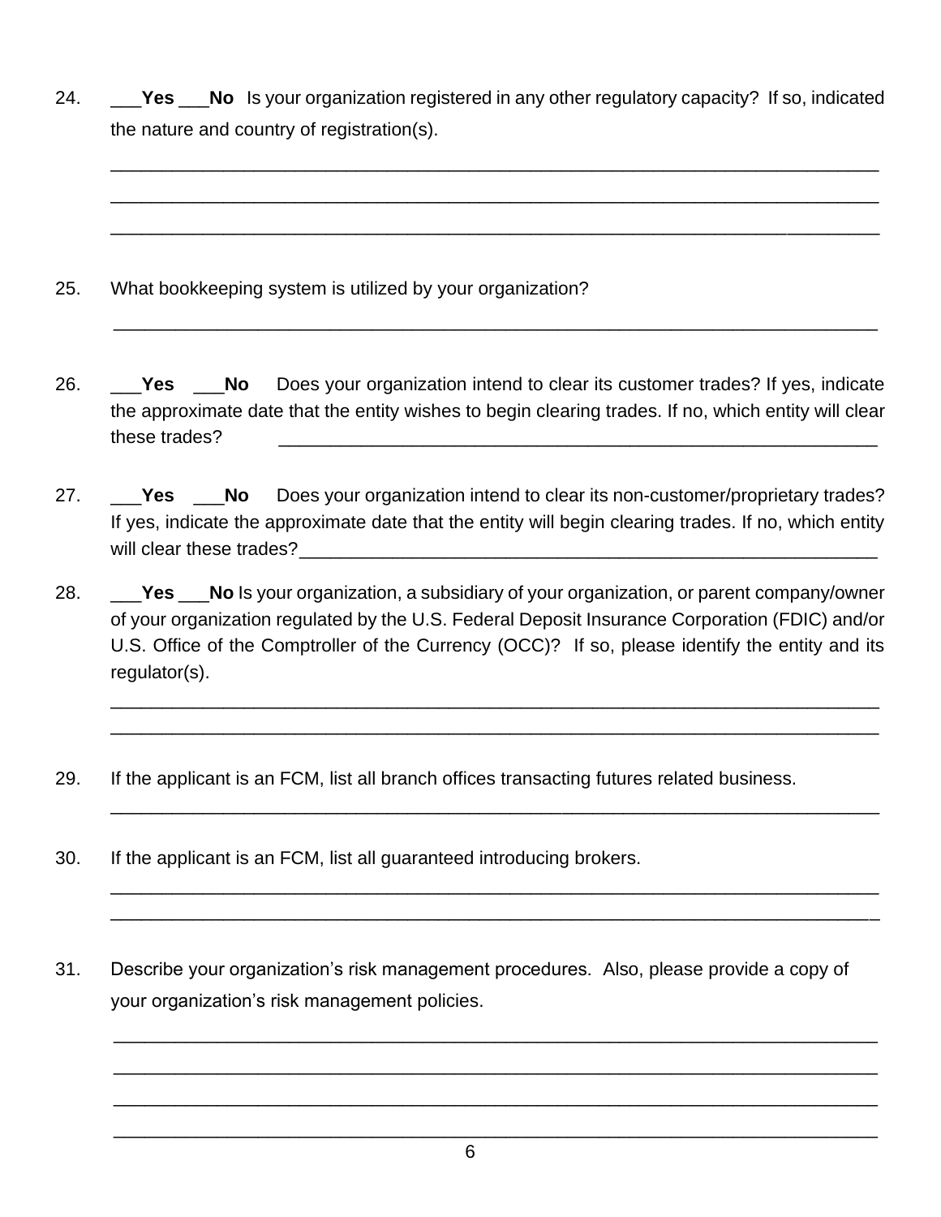24. ___**Yes** ___**No** Is your organization registered in any other regulatory capacity? If so, indicated the nature and country of registration(s).

    ______________________________________________________________________________

    ______________________________________________________________________________

    ______________________________________________________________________________

25. What bookkeeping system is utilized by your organization?

    ______________________________________________________________________________

26. ___**Yes** ___**No** Does your organization intend to clear its customer trades? If yes, indicate the approximate date that the entity wishes to begin clearing trades. If no, which entity will clear these trades? ______________________________________________________________

27. ___**Yes** ___**No** Does your organization intend to clear its non-customer/proprietary trades? If yes, indicate the approximate date that the entity will begin clearing trades. If no, which entity will clear these trades?______________________________________________________________

28. ___**Yes** ___**No** Is your organization, a subsidiary of your organization, or parent company/owner of your organization regulated by the U.S. Federal Deposit Insurance Corporation (FDIC) and/or U.S. Office of the Comptroller of the Currency (OCC)? If so, please identify the entity and its regulator(s).

    ______________________________________________________________________________

    ______________________________________________________________________________

29. If the applicant is an FCM, list all branch offices transacting futures related business.

    ______________________________________________________________________________

30. If the applicant is an FCM, list all guaranteed introducing brokers.

    ______________________________________________________________________________

    ______________________________________________________________________________

31. Describe your organization's risk management procedures. Also, please provide a copy of your organization's risk management policies.

    ______________________________________________________________________________

    ______________________________________________________________________________

    ______________________________________________________________________________

    ______________________________________________________________________________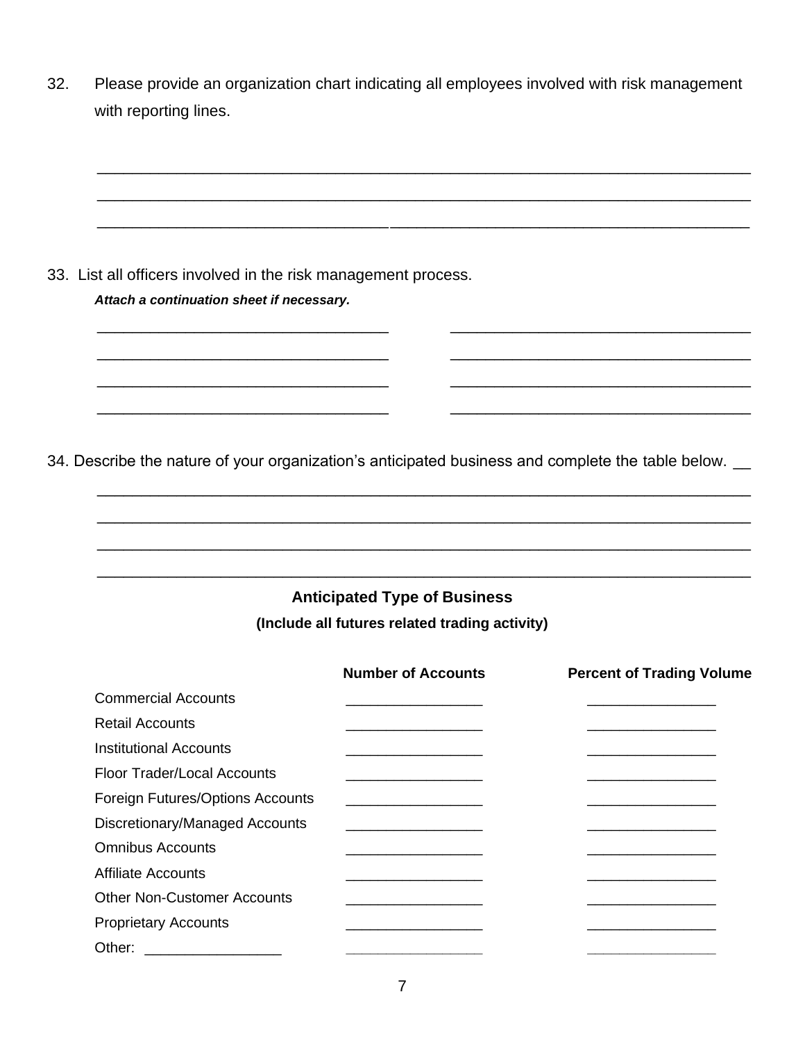32. Please provide an organization chart indicating all employees involved with risk management with reporting lines.

____________________________________________________________________________
____________________________________________________________________________
____________________________________________________________________________

33. List all officers involved in the risk management process.

***Attach a continuation sheet if necessary.***

__________________________________ __________________________________
__________________________________ __________________________________
__________________________________ __________________________________
__________________________________ __________________________________

34. Describe the nature of your organization's anticipated business and complete the table below. __

____________________________________________________________________________
____________________________________________________________________________
____________________________________________________________________________
____________________________________________________________________________

**Anticipated Type of Business**

**(Include all futures related trading activity)**

| | **Number of Accounts** | **Percent of Trading Volume** |
| --- | --- | --- |
| Commercial Accounts | ________________ | ________________ |
| Retail Accounts | ________________ | ________________ |
| Institutional Accounts | ________________ | ________________ |
| Floor Trader/Local Accounts | ________________ | ________________ |
| Foreign Futures/Options Accounts | ________________ | ________________ |
| Discretionary/Managed Accounts | ________________ | ________________ |
| Omnibus Accounts | ________________ | ________________ |
| Affiliate Accounts | ________________ | ________________ |
| Other Non-Customer Accounts | ________________ | ________________ |
| Proprietary Accounts | ________________ | ________________ |
| Other: ________________ | ________________ | ________________ |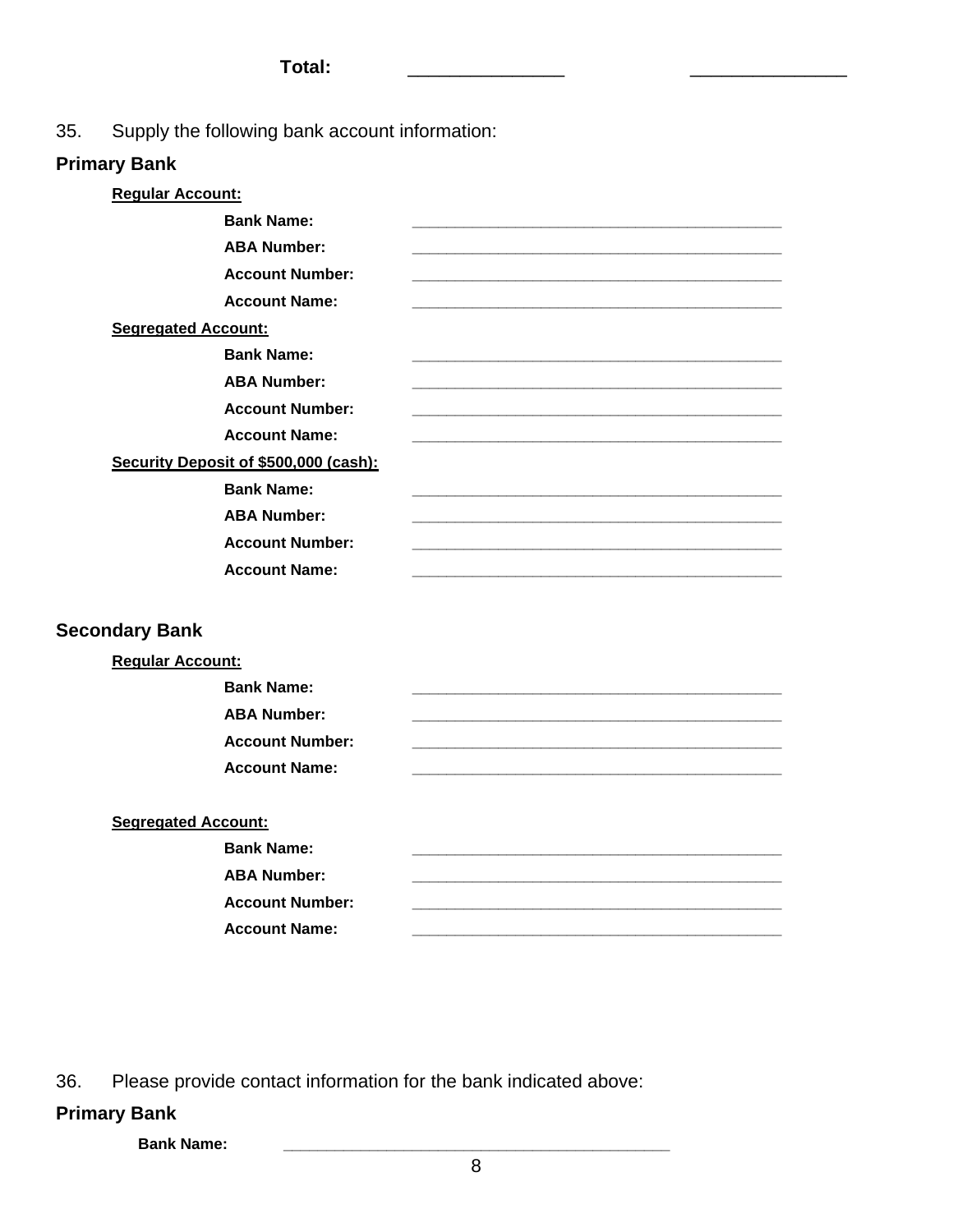**Total:** _______________ _______________

35. Supply the following bank account information:

**Primary Bank**

**Regular Account:**

**Bank Name:** ____________________________________________

**ABA Number:** ____________________________________________

**Account Number:** ____________________________________________

**Account Name:** ____________________________________________

**Segregated Account:**

**Bank Name:** ____________________________________________

**ABA Number:** ____________________________________________

**Account Number:** ____________________________________________

**Account Name:** ____________________________________________

**Security Deposit of $500,000 (cash):**

**Bank Name:** ____________________________________________

**ABA Number:** ____________________________________________

**Account Number:** ____________________________________________

**Account Name:** ____________________________________________

**Secondary Bank**

**Regular Account:**

**Bank Name:** ____________________________________________

**ABA Number:** ____________________________________________

**Account Number:** ____________________________________________

**Account Name:** ____________________________________________

**Segregated Account:**

**Bank Name:** ____________________________________________

**ABA Number:** ____________________________________________

**Account Number:** ____________________________________________

**Account Name:** ____________________________________________

36. Please provide contact information for the bank indicated above:

**Primary Bank**

**Bank Name:** ____________________________________________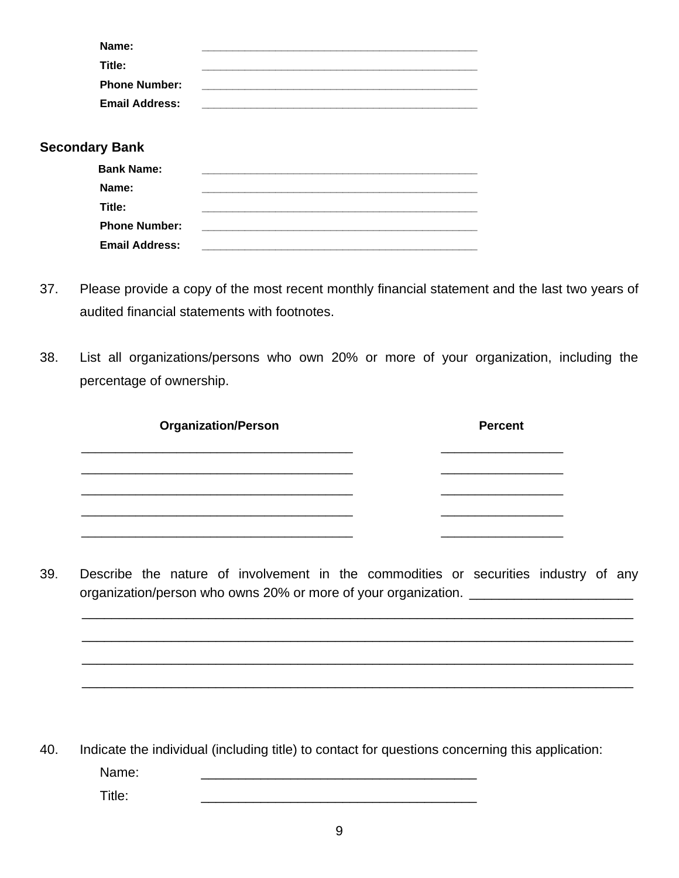**Name:** ____________________________________________

**Title:** ____________________________________________

**Phone Number:** ____________________________________________

**Email Address:** ____________________________________________

**Secondary Bank**

**Bank Name:** ____________________________________________

**Name:** ____________________________________________

**Title:** ____________________________________________

**Phone Number:** ____________________________________________

**Email Address:** ____________________________________________

37. Please provide a copy of the most recent monthly financial statement and the last two years of audited financial statements with footnotes.

38. List all organizations/persons who own 20% or more of your organization, including the percentage of ownership.

| Organization/Person | Percent |
|---|---|
| ____________________________________ | _________________ |
| ____________________________________ | _________________ |
| ____________________________________ | _________________ |
| ____________________________________ | _________________ |
| ____________________________________ | _________________ |

39. Describe the nature of involvement in the commodities or securities industry of any organization/person who owns 20% or more of your organization. ______________________
_____________________________________________________________________________
_____________________________________________________________________________
_____________________________________________________________________________
_____________________________________________________________________________

40. Indicate the individual (including title) to contact for questions concerning this application:

Name: _____________________________________

Title: _____________________________________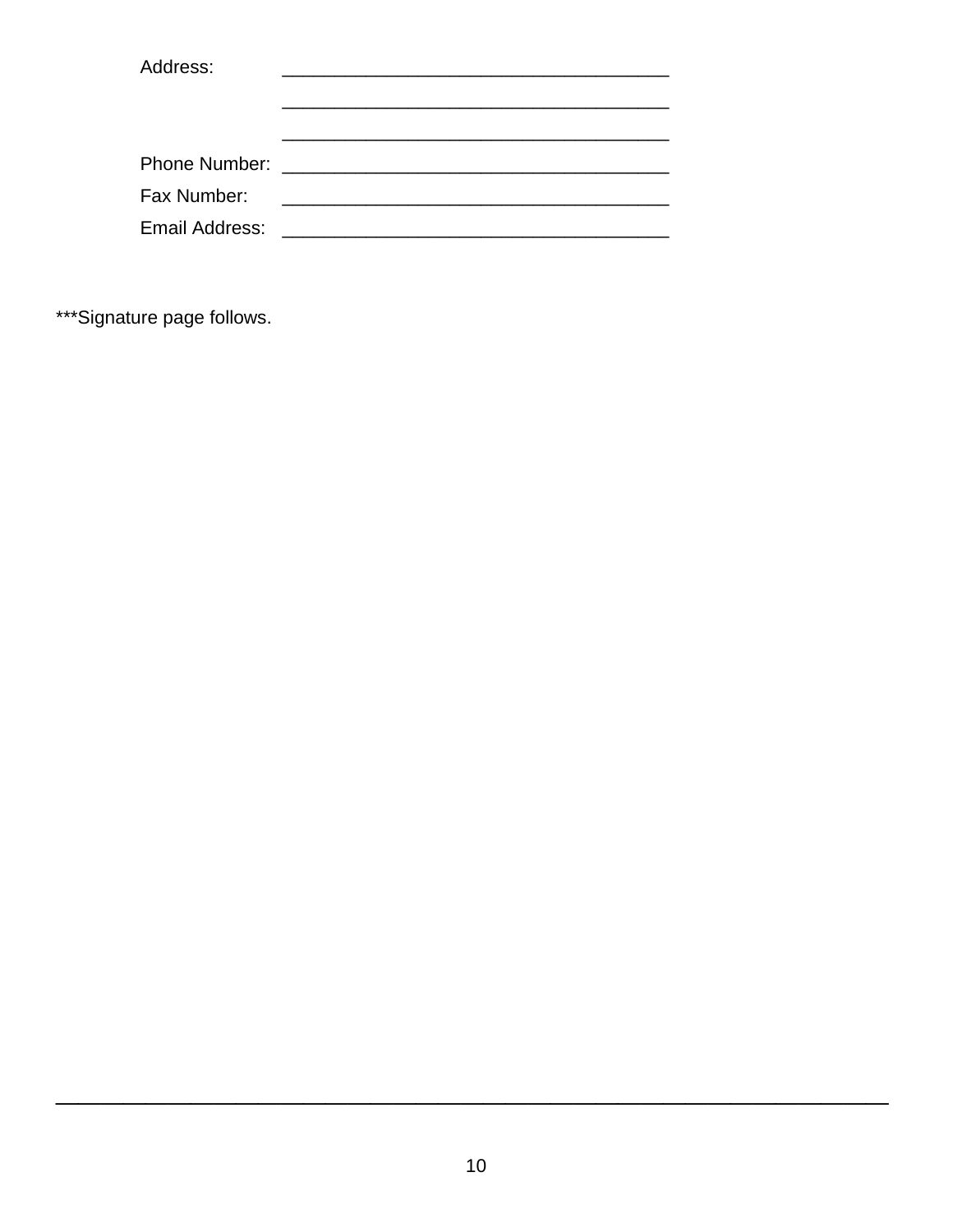Address: ____________________________________

____________________________________

____________________________________

Phone Number: ____________________________________

Fax Number: ____________________________________

Email Address: ____________________________________

***Signature page follows.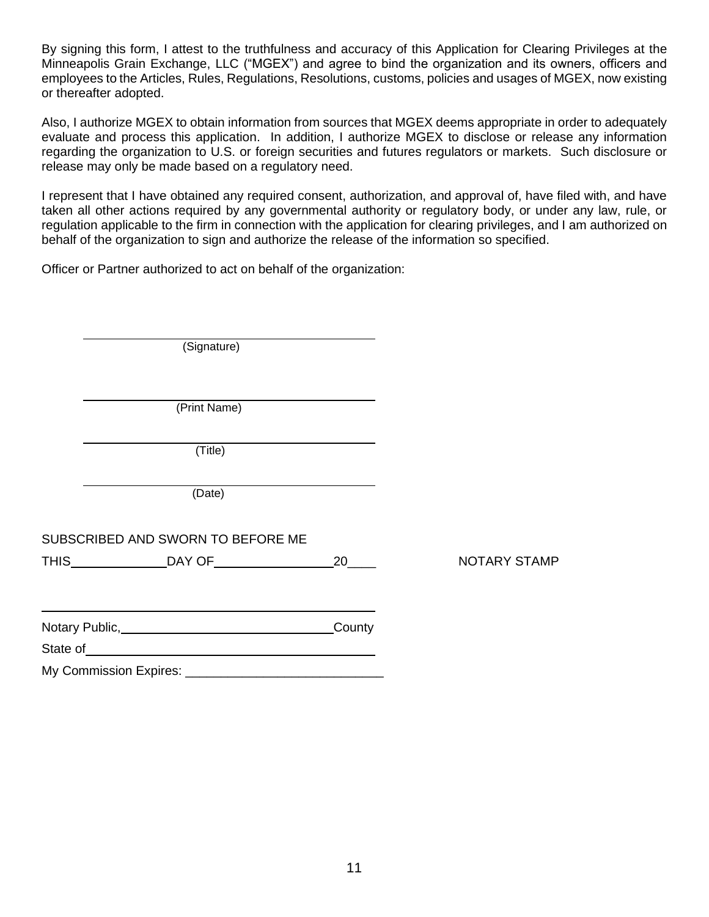By signing this form, I attest to the truthfulness and accuracy of this Application for Clearing Privileges at the Minneapolis Grain Exchange, LLC ("MGEX") and agree to bind the organization and its owners, officers and employees to the Articles, Rules, Regulations, Resolutions, customs, policies and usages of MGEX, now existing or thereafter adopted.

Also, I authorize MGEX to obtain information from sources that MGEX deems appropriate in order to adequately evaluate and process this application. In addition, I authorize MGEX to disclose or release any information regarding the organization to U.S. or foreign securities and futures regulators or markets. Such disclosure or release may only be made based on a regulatory need.

I represent that I have obtained any required consent, authorization, and approval of, have filed with, and have taken all other actions required by any governmental authority or regulatory body, or under any law, rule, or regulation applicable to the firm in connection with the application for clearing privileges, and I am authorized on behalf of the organization to sign and authorize the release of the information so specified.

Officer or Partner authorized to act on behalf of the organization:

\_\_\_\_\_\_\_\_\_\_\_\_\_\_\_\_\_\_\_\_\_\_\_\_\_\_\_\_\_\_\_\_\_\_\_\_
(Signature)

\_\_\_\_\_\_\_\_\_\_\_\_\_\_\_\_\_\_\_\_\_\_\_\_\_\_\_\_\_\_\_\_\_\_\_\_
(Print Name)

\_\_\_\_\_\_\_\_\_\_\_\_\_\_\_\_\_\_\_\_\_\_\_\_\_\_\_\_\_\_\_\_\_\_\_\_
(Title)

\_\_\_\_\_\_\_\_\_\_\_\_\_\_\_\_\_\_\_\_\_\_\_\_\_\_\_\_\_\_\_\_\_\_\_\_
(Date)

SUBSCRIBED AND SWORN TO BEFORE ME

THIS\_\_\_\_\_\_\_\_\_\_\_\_\_\_DAY OF\_\_\_\_\_\_\_\_\_\_\_\_\_\_\_\_\_\_20\_\_\_\_ NOTARY STAMP

\_\_\_\_\_\_\_\_\_\_\_\_\_\_\_\_\_\_\_\_\_\_\_\_\_\_\_\_\_\_\_\_\_\_\_\_\_\_\_\_

Notary Public,\_\_\_\_\_\_\_\_\_\_\_\_\_\_\_\_\_\_\_\_\_\_\_\_\_\_\_\_\_\_County

State of\_\_\_\_\_\_\_\_\_\_\_\_\_\_\_\_\_\_\_\_\_\_\_\_\_\_\_\_\_\_\_\_\_\_\_\_\_

My Commission Expires: \_\_\_\_\_\_\_\_\_\_\_\_\_\_\_\_\_\_\_\_\_\_\_\_\_\_\_\_